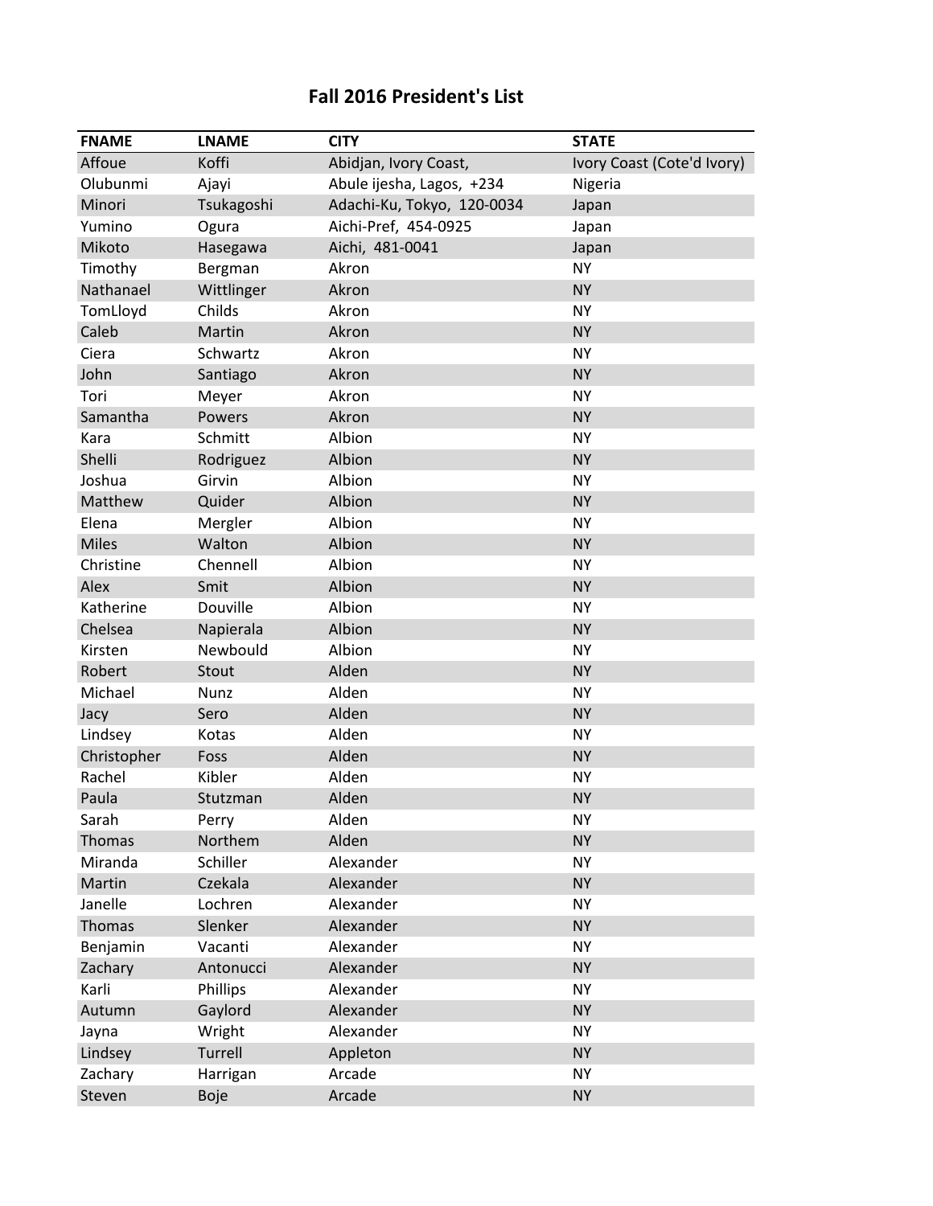# Fall 2016 President's List

| FNAME | LNAME | CITY | STATE |
|---|---|---|---|
| Affoue | Koffi | Abidjan, Ivory Coast, | Ivory Coast (Cote'd Ivory) |
| Olubunmi | Ajayi | Abule ijesha, Lagos, +234 | Nigeria |
| Minori | Tsukagoshi | Adachi-Ku, Tokyo, 120-0034 | Japan |
| Yumino | Ogura | Aichi-Pref, 454-0925 | Japan |
| Mikoto | Hasegawa | Aichi, 481-0041 | Japan |
| Timothy | Bergman | Akron | NY |
| Nathanael | Wittlinger | Akron | NY |
| TomLloyd | Childs | Akron | NY |
| Caleb | Martin | Akron | NY |
| Ciera | Schwartz | Akron | NY |
| John | Santiago | Akron | NY |
| Tori | Meyer | Akron | NY |
| Samantha | Powers | Akron | NY |
| Kara | Schmitt | Albion | NY |
| Shelli | Rodriguez | Albion | NY |
| Joshua | Girvin | Albion | NY |
| Matthew | Quider | Albion | NY |
| Elena | Mergler | Albion | NY |
| Miles | Walton | Albion | NY |
| Christine | Chennell | Albion | NY |
| Alex | Smit | Albion | NY |
| Katherine | Douville | Albion | NY |
| Chelsea | Napierala | Albion | NY |
| Kirsten | Newbould | Albion | NY |
| Robert | Stout | Alden | NY |
| Michael | Nunz | Alden | NY |
| Jacy | Sero | Alden | NY |
| Lindsey | Kotas | Alden | NY |
| Christopher | Foss | Alden | NY |
| Rachel | Kibler | Alden | NY |
| Paula | Stutzman | Alden | NY |
| Sarah | Perry | Alden | NY |
| Thomas | Northem | Alden | NY |
| Miranda | Schiller | Alexander | NY |
| Martin | Czekala | Alexander | NY |
| Janelle | Lochren | Alexander | NY |
| Thomas | Slenker | Alexander | NY |
| Benjamin | Vacanti | Alexander | NY |
| Zachary | Antonucci | Alexander | NY |
| Karli | Phillips | Alexander | NY |
| Autumn | Gaylord | Alexander | NY |
| Jayna | Wright | Alexander | NY |
| Lindsey | Turrell | Appleton | NY |
| Zachary | Harrigan | Arcade | NY |
| Steven | Boje | Arcade | NY |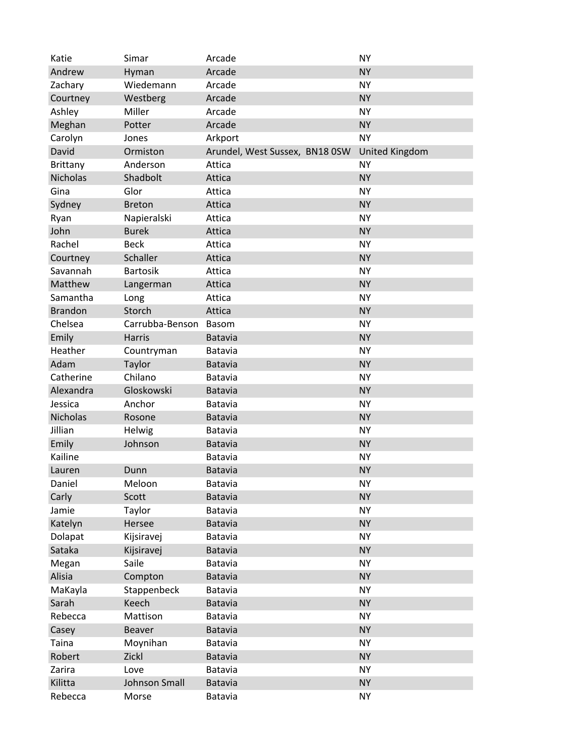| Katie | Simar | Arcade | NY |
|---|---|---|---|
| Andrew | Hyman | Arcade | NY |
| Zachary | Wiedemann | Arcade | NY |
| Courtney | Westberg | Arcade | NY |
| Ashley | Miller | Arcade | NY |
| Meghan | Potter | Arcade | NY |
| Carolyn | Jones | Arkport | NY |
| David | Ormiston | Arundel, West Sussex, BN18 0SW | United Kingdom |
| Brittany | Anderson | Attica | NY |
| Nicholas | Shadbolt | Attica | NY |
| Gina | Glor | Attica | NY |
| Sydney | Breton | Attica | NY |
| Ryan | Napieralski | Attica | NY |
| John | Burek | Attica | NY |
| Rachel | Beck | Attica | NY |
| Courtney | Schaller | Attica | NY |
| Savannah | Bartosik | Attica | NY |
| Matthew | Langerman | Attica | NY |
| Samantha | Long | Attica | NY |
| Brandon | Storch | Attica | NY |
| Chelsea | Carrubba-Benson | Basom | NY |
| Emily | Harris | Batavia | NY |
| Heather | Countryman | Batavia | NY |
| Adam | Taylor | Batavia | NY |
| Catherine | Chilano | Batavia | NY |
| Alexandra | Gloskowski | Batavia | NY |
| Jessica | Anchor | Batavia | NY |
| Nicholas | Rosone | Batavia | NY |
| Jillian | Helwig | Batavia | NY |
| Emily | Johnson | Batavia | NY |
| Kailine | | Batavia | NY |
| Lauren | Dunn | Batavia | NY |
| Daniel | Meloon | Batavia | NY |
| Carly | Scott | Batavia | NY |
| Jamie | Taylor | Batavia | NY |
| Katelyn | Hersee | Batavia | NY |
| Dolapat | Kijsiravej | Batavia | NY |
| Sataka | Kijsiravej | Batavia | NY |
| Megan | Saile | Batavia | NY |
| Alisia | Compton | Batavia | NY |
| MaKayla | Stappenbeck | Batavia | NY |
| Sarah | Keech | Batavia | NY |
| Rebecca | Mattison | Batavia | NY |
| Casey | Beaver | Batavia | NY |
| Taina | Moynihan | Batavia | NY |
| Robert | Zickl | Batavia | NY |
| Zarira | Love | Batavia | NY |
| Kilitta | Johnson Small | Batavia | NY |
| Rebecca | Morse | Batavia | NY |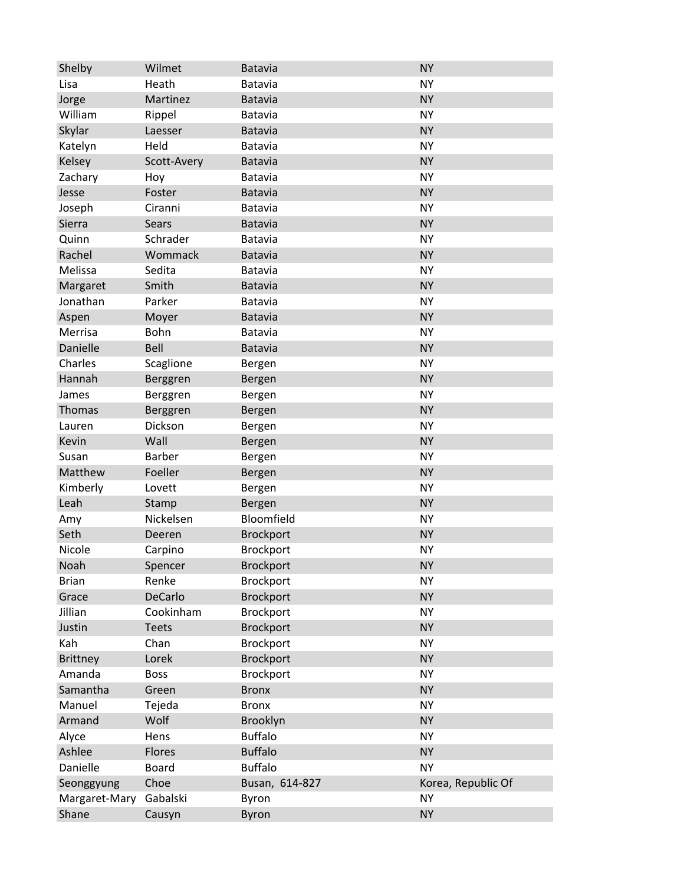| | | | |
|---|---|---|---|
| Shelby | Wilmet | Batavia | NY |
| Lisa | Heath | Batavia | NY |
| Jorge | Martinez | Batavia | NY |
| William | Rippel | Batavia | NY |
| Skylar | Laesser | Batavia | NY |
| Katelyn | Held | Batavia | NY |
| Kelsey | Scott-Avery | Batavia | NY |
| Zachary | Hoy | Batavia | NY |
| Jesse | Foster | Batavia | NY |
| Joseph | Ciranni | Batavia | NY |
| Sierra | Sears | Batavia | NY |
| Quinn | Schrader | Batavia | NY |
| Rachel | Wommack | Batavia | NY |
| Melissa | Sedita | Batavia | NY |
| Margaret | Smith | Batavia | NY |
| Jonathan | Parker | Batavia | NY |
| Aspen | Moyer | Batavia | NY |
| Merrisa | Bohn | Batavia | NY |
| Danielle | Bell | Batavia | NY |
| Charles | Scaglione | Bergen | NY |
| Hannah | Berggren | Bergen | NY |
| James | Berggren | Bergen | NY |
| Thomas | Berggren | Bergen | NY |
| Lauren | Dickson | Bergen | NY |
| Kevin | Wall | Bergen | NY |
| Susan | Barber | Bergen | NY |
| Matthew | Foeller | Bergen | NY |
| Kimberly | Lovett | Bergen | NY |
| Leah | Stamp | Bergen | NY |
| Amy | Nickelsen | Bloomfield | NY |
| Seth | Deeren | Brockport | NY |
| Nicole | Carpino | Brockport | NY |
| Noah | Spencer | Brockport | NY |
| Brian | Renke | Brockport | NY |
| Grace | DeCarlo | Brockport | NY |
| Jillian | Cookinham | Brockport | NY |
| Justin | Teets | Brockport | NY |
| Kah | Chan | Brockport | NY |
| Brittney | Lorek | Brockport | NY |
| Amanda | Boss | Brockport | NY |
| Samantha | Green | Bronx | NY |
| Manuel | Tejeda | Bronx | NY |
| Armand | Wolf | Brooklyn | NY |
| Alyce | Hens | Buffalo | NY |
| Ashlee | Flores | Buffalo | NY |
| Danielle | Board | Buffalo | NY |
| Seonggyung | Choe | Busan, 614-827 | Korea, Republic Of |
| Margaret-Mary | Gabalski | Byron | NY |
| Shane | Causyn | Byron | NY |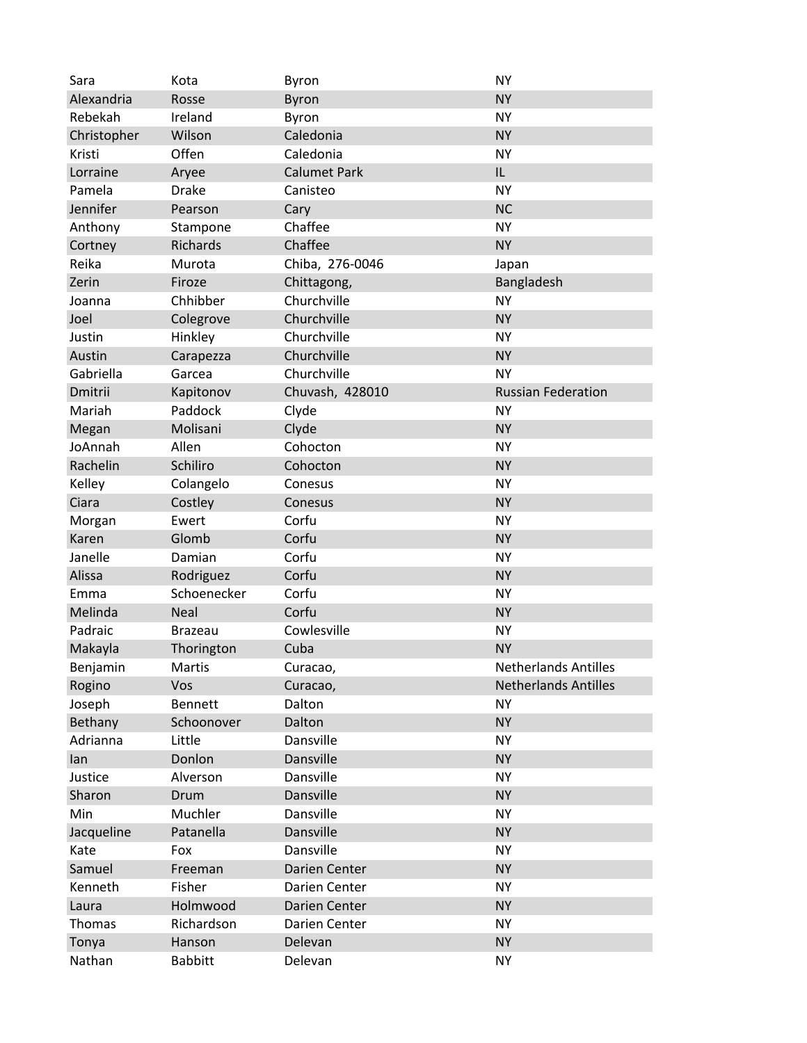| | | | |
|---|---|---|---|
| Sara | Kota | Byron | NY |
| Alexandria | Rosse | Byron | NY |
| Rebekah | Ireland | Byron | NY |
| Christopher | Wilson | Caledonia | NY |
| Kristi | Offen | Caledonia | NY |
| Lorraine | Aryee | Calumet Park | IL |
| Pamela | Drake | Canisteo | NY |
| Jennifer | Pearson | Cary | NC |
| Anthony | Stampone | Chaffee | NY |
| Cortney | Richards | Chaffee | NY |
| Reika | Murota | Chiba, 276-0046 | Japan |
| Zerin | Firoze | Chittagong, | Bangladesh |
| Joanna | Chhibber | Churchville | NY |
| Joel | Colegrove | Churchville | NY |
| Justin | Hinkley | Churchville | NY |
| Austin | Carapezza | Churchville | NY |
| Gabriella | Garcea | Churchville | NY |
| Dmitrii | Kapitonov | Chuvash, 428010 | Russian Federation |
| Mariah | Paddock | Clyde | NY |
| Megan | Molisani | Clyde | NY |
| JoAnnah | Allen | Cohocton | NY |
| Rachelin | Schiliro | Cohocton | NY |
| Kelley | Colangelo | Conesus | NY |
| Ciara | Costley | Conesus | NY |
| Morgan | Ewert | Corfu | NY |
| Karen | Glomb | Corfu | NY |
| Janelle | Damian | Corfu | NY |
| Alissa | Rodriguez | Corfu | NY |
| Emma | Schoenecker | Corfu | NY |
| Melinda | Neal | Corfu | NY |
| Padraic | Brazeau | Cowlesville | NY |
| Makayla | Thorington | Cuba | NY |
| Benjamin | Martis | Curacao, | Netherlands Antilles |
| Rogino | Vos | Curacao, | Netherlands Antilles |
| Joseph | Bennett | Dalton | NY |
| Bethany | Schoonover | Dalton | NY |
| Adrianna | Little | Dansville | NY |
| Ian | Donlon | Dansville | NY |
| Justice | Alverson | Dansville | NY |
| Sharon | Drum | Dansville | NY |
| Min | Muchler | Dansville | NY |
| Jacqueline | Patanella | Dansville | NY |
| Kate | Fox | Dansville | NY |
| Samuel | Freeman | Darien Center | NY |
| Kenneth | Fisher | Darien Center | NY |
| Laura | Holmwood | Darien Center | NY |
| Thomas | Richardson | Darien Center | NY |
| Tonya | Hanson | Delevan | NY |
| Nathan | Babbitt | Delevan | NY |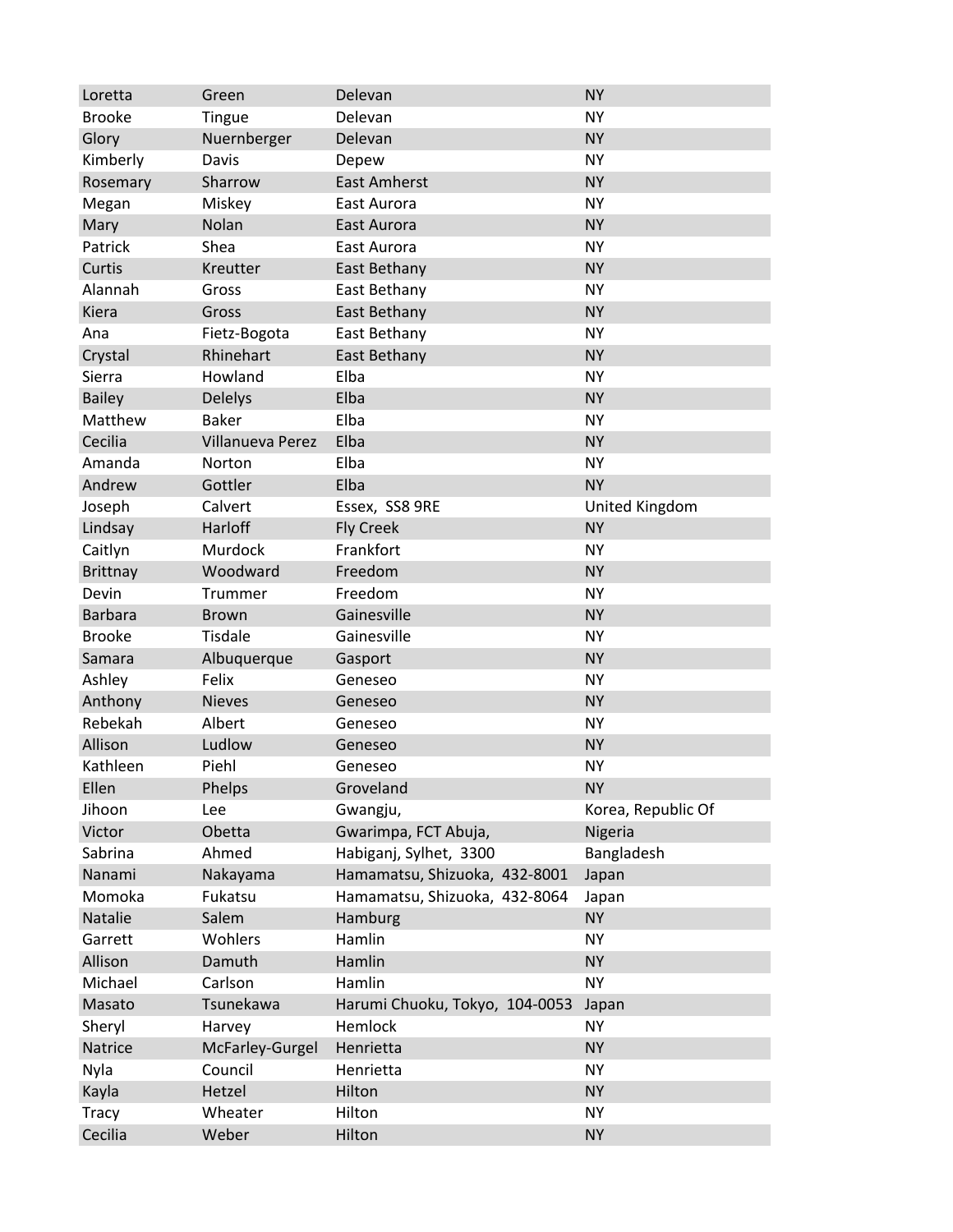| Loretta | Green | Delevan | NY |
|---|---|---|---|
| Brooke | Tingue | Delevan | NY |
| Glory | Nuernberger | Delevan | NY |
| Kimberly | Davis | Depew | NY |
| Rosemary | Sharrow | East Amherst | NY |
| Megan | Miskey | East Aurora | NY |
| Mary | Nolan | East Aurora | NY |
| Patrick | Shea | East Aurora | NY |
| Curtis | Kreutter | East Bethany | NY |
| Alannah | Gross | East Bethany | NY |
| Kiera | Gross | East Bethany | NY |
| Ana | Fietz-Bogota | East Bethany | NY |
| Crystal | Rhinehart | East Bethany | NY |
| Sierra | Howland | Elba | NY |
| Bailey | Delelys | Elba | NY |
| Matthew | Baker | Elba | NY |
| Cecilia | Villanueva Perez | Elba | NY |
| Amanda | Norton | Elba | NY |
| Andrew | Gottler | Elba | NY |
| Joseph | Calvert | Essex, SS8 9RE | United Kingdom |
| Lindsay | Harloff | Fly Creek | NY |
| Caitlyn | Murdock | Frankfort | NY |
| Brittnay | Woodward | Freedom | NY |
| Devin | Trummer | Freedom | NY |
| Barbara | Brown | Gainesville | NY |
| Brooke | Tisdale | Gainesville | NY |
| Samara | Albuquerque | Gasport | NY |
| Ashley | Felix | Geneseo | NY |
| Anthony | Nieves | Geneseo | NY |
| Rebekah | Albert | Geneseo | NY |
| Allison | Ludlow | Geneseo | NY |
| Kathleen | Piehl | Geneseo | NY |
| Ellen | Phelps | Groveland | NY |
| Jihoon | Lee | Gwangju, | Korea, Republic Of |
| Victor | Obetta | Gwarimpa, FCT Abuja, | Nigeria |
| Sabrina | Ahmed | Habiganj, Sylhet, 3300 | Bangladesh |
| Nanami | Nakayama | Hamamatsu, Shizuoka, 432-8001 | Japan |
| Momoka | Fukatsu | Hamamatsu, Shizuoka, 432-8064 | Japan |
| Natalie | Salem | Hamburg | NY |
| Garrett | Wohlers | Hamlin | NY |
| Allison | Damuth | Hamlin | NY |
| Michael | Carlson | Hamlin | NY |
| Masato | Tsunekawa | Harumi Chuoku, Tokyo, 104-0053 | Japan |
| Sheryl | Harvey | Hemlock | NY |
| Natrice | McFarley-Gurgel | Henrietta | NY |
| Nyla | Council | Henrietta | NY |
| Kayla | Hetzel | Hilton | NY |
| Tracy | Wheater | Hilton | NY |
| Cecilia | Weber | Hilton | NY |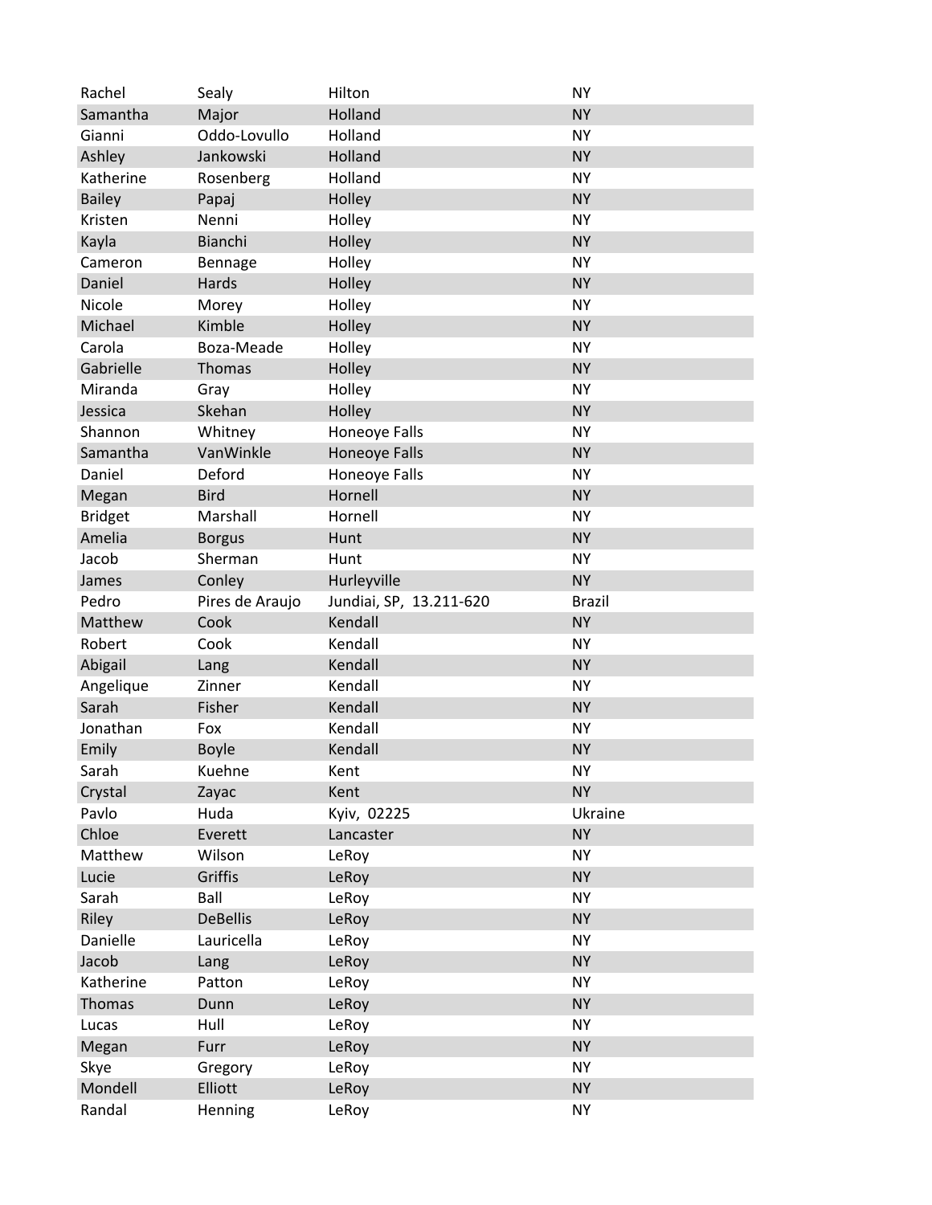| Rachel | Sealy | Hilton | NY |
|---|---|---|---|
| Samantha | Major | Holland | NY |
| Gianni | Oddo-Lovullo | Holland | NY |
| Ashley | Jankowski | Holland | NY |
| Katherine | Rosenberg | Holland | NY |
| Bailey | Papaj | Holley | NY |
| Kristen | Nenni | Holley | NY |
| Kayla | Bianchi | Holley | NY |
| Cameron | Bennage | Holley | NY |
| Daniel | Hards | Holley | NY |
| Nicole | Morey | Holley | NY |
| Michael | Kimble | Holley | NY |
| Carola | Boza-Meade | Holley | NY |
| Gabrielle | Thomas | Holley | NY |
| Miranda | Gray | Holley | NY |
| Jessica | Skehan | Holley | NY |
| Shannon | Whitney | Honeoye Falls | NY |
| Samantha | VanWinkle | Honeoye Falls | NY |
| Daniel | Deford | Honeoye Falls | NY |
| Megan | Bird | Hornell | NY |
| Bridget | Marshall | Hornell | NY |
| Amelia | Borgus | Hunt | NY |
| Jacob | Sherman | Hunt | NY |
| James | Conley | Hurleyville | NY |
| Pedro | Pires de Araujo | Jundiai, SP, 13.211-620 | Brazil |
| Matthew | Cook | Kendall | NY |
| Robert | Cook | Kendall | NY |
| Abigail | Lang | Kendall | NY |
| Angelique | Zinner | Kendall | NY |
| Sarah | Fisher | Kendall | NY |
| Jonathan | Fox | Kendall | NY |
| Emily | Boyle | Kendall | NY |
| Sarah | Kuehne | Kent | NY |
| Crystal | Zayac | Kent | NY |
| Pavlo | Huda | Kyiv, 02225 | Ukraine |
| Chloe | Everett | Lancaster | NY |
| Matthew | Wilson | LeRoy | NY |
| Lucie | Griffis | LeRoy | NY |
| Sarah | Ball | LeRoy | NY |
| Riley | DeBellis | LeRoy | NY |
| Danielle | Lauricella | LeRoy | NY |
| Jacob | Lang | LeRoy | NY |
| Katherine | Patton | LeRoy | NY |
| Thomas | Dunn | LeRoy | NY |
| Lucas | Hull | LeRoy | NY |
| Megan | Furr | LeRoy | NY |
| Skye | Gregory | LeRoy | NY |
| Mondell | Elliott | LeRoy | NY |
| Randal | Henning | LeRoy | NY |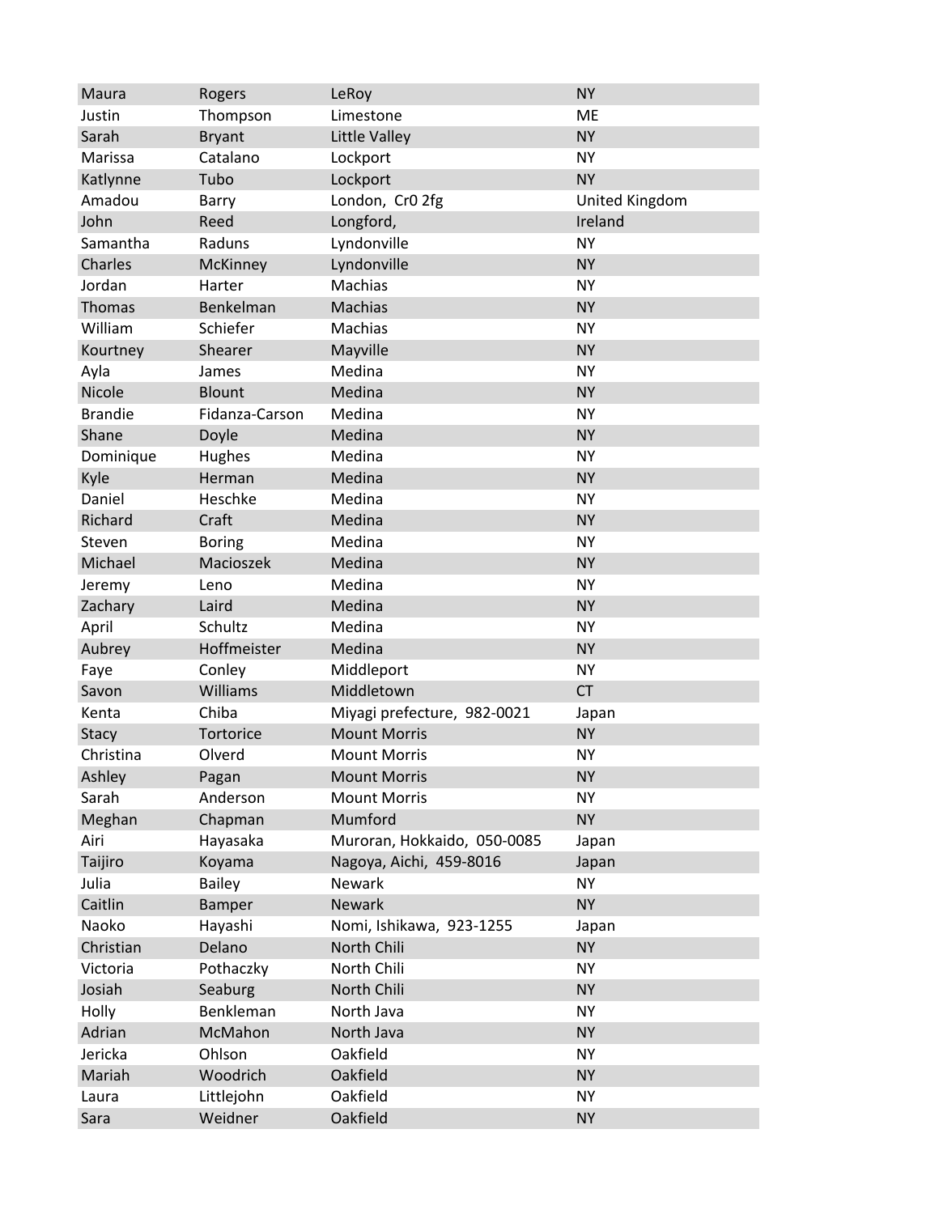| | | | |
|---|---|---|---|
| Maura | Rogers | LeRoy | NY |
| Justin | Thompson | Limestone | ME |
| Sarah | Bryant | Little Valley | NY |
| Marissa | Catalano | Lockport | NY |
| Katlynne | Tubo | Lockport | NY |
| Amadou | Barry | London, Cr0 2fg | United Kingdom |
| John | Reed | Longford, | Ireland |
| Samantha | Raduns | Lyndonville | NY |
| Charles | McKinney | Lyndonville | NY |
| Jordan | Harter | Machias | NY |
| Thomas | Benkelman | Machias | NY |
| William | Schiefer | Machias | NY |
| Kourtney | Shearer | Mayville | NY |
| Ayla | James | Medina | NY |
| Nicole | Blount | Medina | NY |
| Brandie | Fidanza-Carson | Medina | NY |
| Shane | Doyle | Medina | NY |
| Dominique | Hughes | Medina | NY |
| Kyle | Herman | Medina | NY |
| Daniel | Heschke | Medina | NY |
| Richard | Craft | Medina | NY |
| Steven | Boring | Medina | NY |
| Michael | Macioszek | Medina | NY |
| Jeremy | Leno | Medina | NY |
| Zachary | Laird | Medina | NY |
| April | Schultz | Medina | NY |
| Aubrey | Hoffmeister | Medina | NY |
| Faye | Conley | Middleport | NY |
| Savon | Williams | Middletown | CT |
| Kenta | Chiba | Miyagi prefecture, 982-0021 | Japan |
| Stacy | Tortorice | Mount Morris | NY |
| Christina | Olverd | Mount Morris | NY |
| Ashley | Pagan | Mount Morris | NY |
| Sarah | Anderson | Mount Morris | NY |
| Meghan | Chapman | Mumford | NY |
| Airi | Hayasaka | Muroran, Hokkaido, 050-0085 | Japan |
| Taijiro | Koyama | Nagoya, Aichi, 459-8016 | Japan |
| Julia | Bailey | Newark | NY |
| Caitlin | Bamper | Newark | NY |
| Naoko | Hayashi | Nomi, Ishikawa, 923-1255 | Japan |
| Christian | Delano | North Chili | NY |
| Victoria | Pothaczky | North Chili | NY |
| Josiah | Seaburg | North Chili | NY |
| Holly | Benkleman | North Java | NY |
| Adrian | McMahon | North Java | NY |
| Jericka | Ohlson | Oakfield | NY |
| Mariah | Woodrich | Oakfield | NY |
| Laura | Littlejohn | Oakfield | NY |
| Sara | Weidner | Oakfield | NY |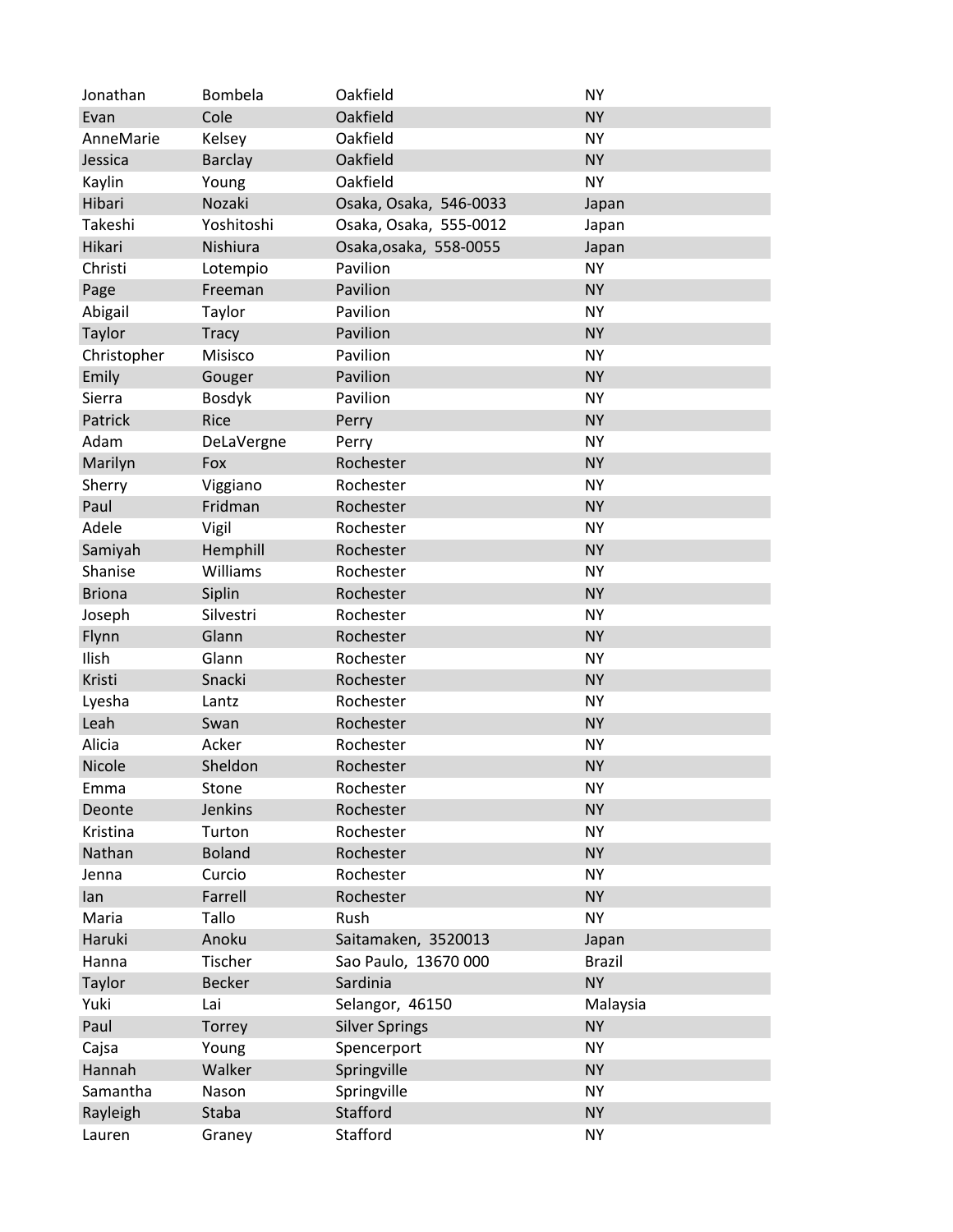| | | | |
|---|---|---|---|
| Jonathan | Bombela | Oakfield | NY |
| Evan | Cole | Oakfield | NY |
| AnneMarie | Kelsey | Oakfield | NY |
| Jessica | Barclay | Oakfield | NY |
| Kaylin | Young | Oakfield | NY |
| Hibari | Nozaki | Osaka, Osaka, 546-0033 | Japan |
| Takeshi | Yoshitoshi | Osaka, Osaka, 555-0012 | Japan |
| Hikari | Nishiura | Osaka,osaka, 558-0055 | Japan |
| Christi | Lotempio | Pavilion | NY |
| Page | Freeman | Pavilion | NY |
| Abigail | Taylor | Pavilion | NY |
| Taylor | Tracy | Pavilion | NY |
| Christopher | Misisco | Pavilion | NY |
| Emily | Gouger | Pavilion | NY |
| Sierra | Bosdyk | Pavilion | NY |
| Patrick | Rice | Perry | NY |
| Adam | DeLaVergne | Perry | NY |
| Marilyn | Fox | Rochester | NY |
| Sherry | Viggiano | Rochester | NY |
| Paul | Fridman | Rochester | NY |
| Adele | Vigil | Rochester | NY |
| Samiyah | Hemphill | Rochester | NY |
| Shanise | Williams | Rochester | NY |
| Briona | Siplin | Rochester | NY |
| Joseph | Silvestri | Rochester | NY |
| Flynn | Glann | Rochester | NY |
| Ilish | Glann | Rochester | NY |
| Kristi | Snacki | Rochester | NY |
| Lyesha | Lantz | Rochester | NY |
| Leah | Swan | Rochester | NY |
| Alicia | Acker | Rochester | NY |
| Nicole | Sheldon | Rochester | NY |
| Emma | Stone | Rochester | NY |
| Deonte | Jenkins | Rochester | NY |
| Kristina | Turton | Rochester | NY |
| Nathan | Boland | Rochester | NY |
| Jenna | Curcio | Rochester | NY |
| Ian | Farrell | Rochester | NY |
| Maria | Tallo | Rush | NY |
| Haruki | Anoku | Saitamaken, 3520013 | Japan |
| Hanna | Tischer | Sao Paulo, 13670 000 | Brazil |
| Taylor | Becker | Sardinia | NY |
| Yuki | Lai | Selangor, 46150 | Malaysia |
| Paul | Torrey | Silver Springs | NY |
| Cajsa | Young | Spencerport | NY |
| Hannah | Walker | Springville | NY |
| Samantha | Nason | Springville | NY |
| Rayleigh | Staba | Stafford | NY |
| Lauren | Graney | Stafford | NY |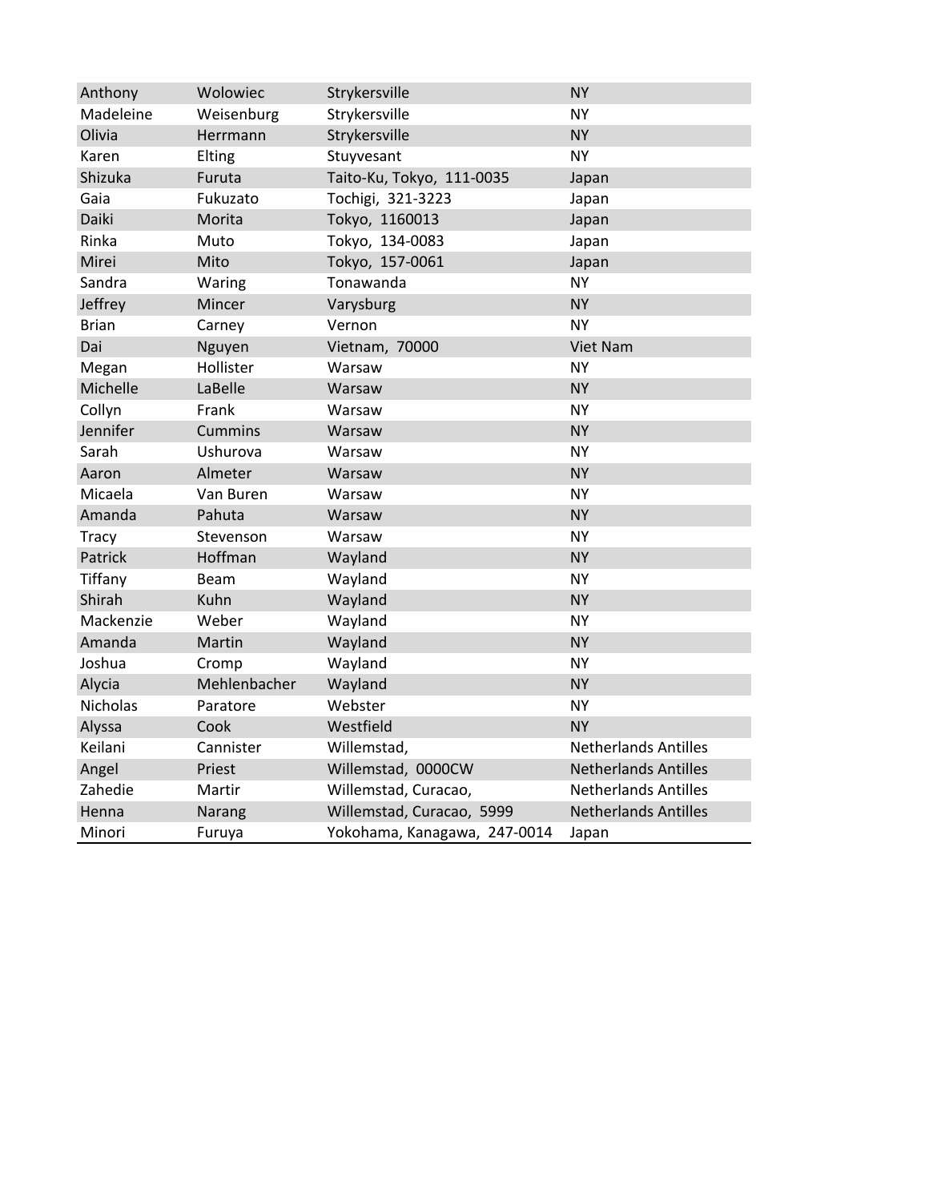| | | | |
|---|---|---|---|
| Anthony | Wolowiec | Strykersville | NY |
| Madeleine | Weisenburg | Strykersville | NY |
| Olivia | Herrmann | Strykersville | NY |
| Karen | Elting | Stuyvesant | NY |
| Shizuka | Furuta | Taito-Ku, Tokyo, 111-0035 | Japan |
| Gaia | Fukuzato | Tochigi, 321-3223 | Japan |
| Daiki | Morita | Tokyo, 1160013 | Japan |
| Rinka | Muto | Tokyo, 134-0083 | Japan |
| Mirei | Mito | Tokyo, 157-0061 | Japan |
| Sandra | Waring | Tonawanda | NY |
| Jeffrey | Mincer | Varysburg | NY |
| Brian | Carney | Vernon | NY |
| Dai | Nguyen | Vietnam, 70000 | Viet Nam |
| Megan | Hollister | Warsaw | NY |
| Michelle | LaBelle | Warsaw | NY |
| Collyn | Frank | Warsaw | NY |
| Jennifer | Cummins | Warsaw | NY |
| Sarah | Ushurova | Warsaw | NY |
| Aaron | Almeter | Warsaw | NY |
| Micaela | Van Buren | Warsaw | NY |
| Amanda | Pahuta | Warsaw | NY |
| Tracy | Stevenson | Warsaw | NY |
| Patrick | Hoffman | Wayland | NY |
| Tiffany | Beam | Wayland | NY |
| Shirah | Kuhn | Wayland | NY |
| Mackenzie | Weber | Wayland | NY |
| Amanda | Martin | Wayland | NY |
| Joshua | Cromp | Wayland | NY |
| Alycia | Mehlenbacher | Wayland | NY |
| Nicholas | Paratore | Webster | NY |
| Alyssa | Cook | Westfield | NY |
| Keilani | Cannister | Willemstad, | Netherlands Antilles |
| Angel | Priest | Willemstad, 0000CW | Netherlands Antilles |
| Zahedie | Martir | Willemstad, Curacao, | Netherlands Antilles |
| Henna | Narang | Willemstad, Curacao, 5999 | Netherlands Antilles |
| Minori | Furuya | Yokohama, Kanagawa, 247-0014 | Japan |